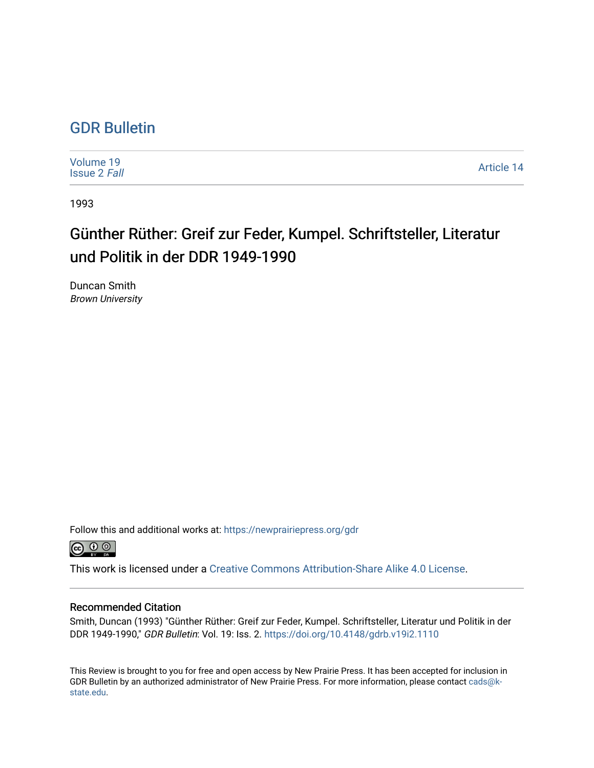# GDR Bulletin

Volume 19
Issue 2 *Fall*

Article 14

1993

## Günther Rüther: Greif zur Feder, Kumpel. Schriftsteller, Literatur und Politik in der DDR 1949-1990

Duncan Smith
*Brown University*

Follow this and additional works at: https://newprairiepress.org/gdr

This work is licensed under a Creative Commons Attribution-Share Alike 4.0 License.

### Recommended Citation

Smith, Duncan (1993) "Günther Rüther: Greif zur Feder, Kumpel. Schriftsteller, Literatur und Politik in der DDR 1949-1990," *GDR Bulletin*: Vol. 19: Iss. 2. https://doi.org/10.4148/gdrb.v19i2.1110

This Review is brought to you for free and open access by New Prairie Press. It has been accepted for inclusion in GDR Bulletin by an authorized administrator of New Prairie Press. For more information, please contact cads@k-state.edu.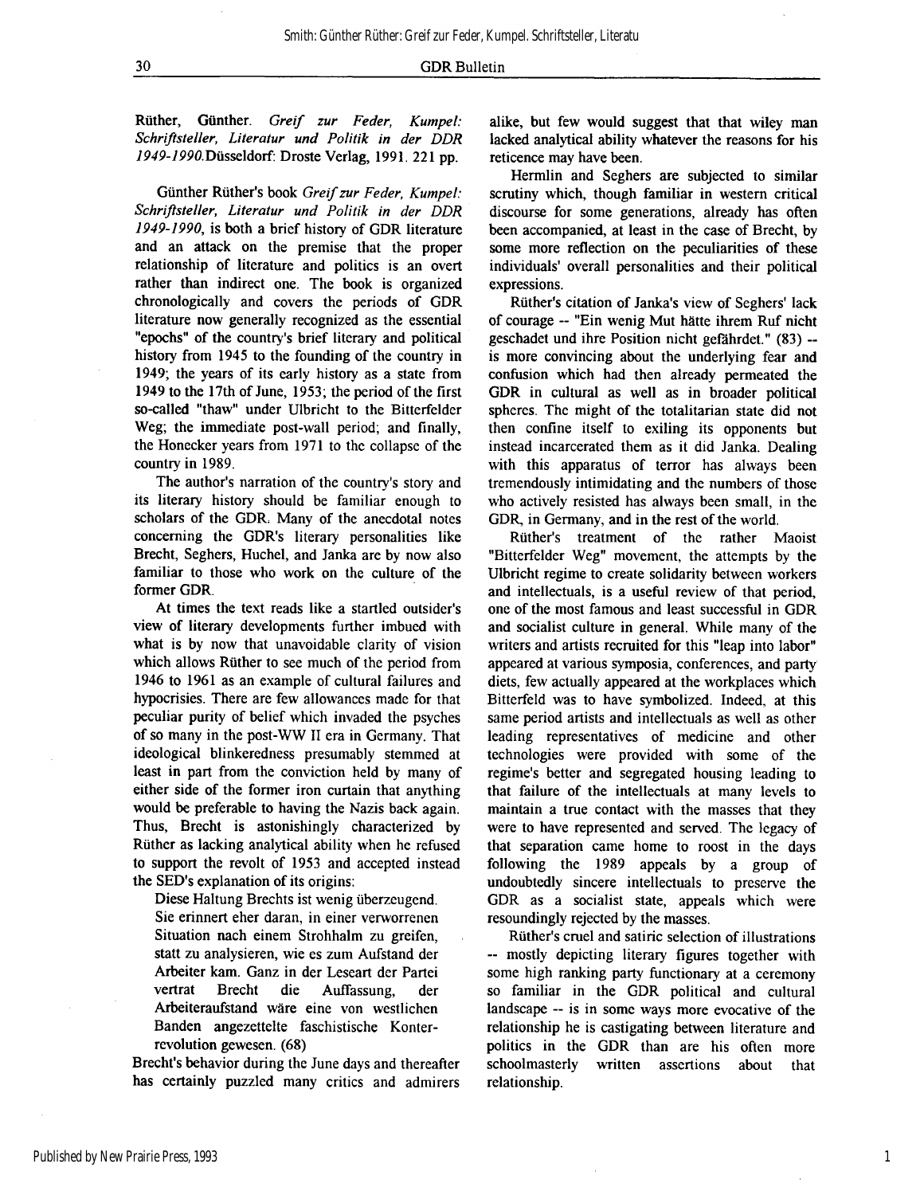Rüther, Günther. *Greif zur Feder, Kumpel: Schriftsteller, Literatur und Politik in der DDR 1949-1990.* Düsseldorf: Droste Verlag, 1991. 221 pp.

Günther Rüther's book *Greif zur Feder, Kumpel: Schriftsteller, Literatur und Politik in der DDR 1949-1990*, is both a brief history of GDR literature and an attack on the premise that the proper relationship of literature and politics is an overt rather than indirect one. The book is organized chronologically and covers the periods of GDR literature now generally recognized as the essential "epochs" of the country's brief literary and political history from 1945 to the founding of the country in 1949; the years of its early history as a state from 1949 to the 17th of June, 1953; the period of the first so-called "thaw" under Ulbricht to the Bitterfelder Weg; the immediate post-wall period; and finally, the Honecker years from 1971 to the collapse of the country in 1989.

The author's narration of the country's story and its literary history should be familiar enough to scholars of the GDR. Many of the anecdotal notes concerning the GDR's literary personalities like Brecht, Seghers, Huchel, and Janka are by now also familiar to those who work on the culture of the former GDR.

At times the text reads like a startled outsider's view of literary developments further imbued with what is by now that unavoidable clarity of vision which allows Rüther to see much of the period from 1946 to 1961 as an example of cultural failures and hypocrisies. There are few allowances made for that peculiar purity of belief which invaded the psyches of so many in the post-WW II era in Germany. That ideological blinkeredness presumably stemmed at least in part from the conviction held by many of either side of the former iron curtain that anything would be preferable to having the Nazis back again. Thus, Brecht is astonishingly characterized by Rüther as lacking analytical ability when he refused to support the revolt of 1953 and accepted instead the SED's explanation of its origins:

> Diese Haltung Brechts ist wenig überzeugend. Sie erinnert eher daran, in einer verworrenen Situation nach einem Strohhalm zu greifen, statt zu analysieren, wie es zum Aufstand der Arbeiter kam. Ganz in der Leseart der Partei vertrat Brecht die Auffassung, der Arbeiteraufstand wäre eine von westlichen Banden angezettelte faschistische Konterrevolution gewesen. (68)

Brecht's behavior during the June days and thereafter has certainly puzzled many critics and admirers alike, but few would suggest that that wiley man lacked analytical ability whatever the reasons for his reticence may have been.

Hermlin and Seghers are subjected to similar scrutiny which, though familiar in western critical discourse for some generations, already has often been accompanied, at least in the case of Brecht, by some more reflection on the peculiarities of these individuals' overall personalities and their political expressions.

Rüther's citation of Janka's view of Seghers' lack of courage -- "Ein wenig Mut hätte ihrem Ruf nicht geschadet und ihre Position nicht gefährdet." (83) -- is more convincing about the underlying fear and confusion which had then already permeated the GDR in cultural as well as in broader political spheres. The might of the totalitarian state did not then confine itself to exiling its opponents but instead incarcerated them as it did Janka. Dealing with this apparatus of terror has always been tremendously intimidating and the numbers of those who actively resisted has always been small, in the GDR, in Germany, and in the rest of the world.

Rüther's treatment of the rather Maoist "Bitterfelder Weg" movement, the attempts by the Ulbricht regime to create solidarity between workers and intellectuals, is a useful review of that period, one of the most famous and least successful in GDR and socialist culture in general. While many of the writers and artists recruited for this "leap into labor" appeared at various symposia, conferences, and party diets, few actually appeared at the workplaces which Bitterfeld was to have symbolized. Indeed, at this same period artists and intellectuals as well as other leading representatives of medicine and other technologies were provided with some of the regime's better and segregated housing leading to that failure of the intellectuals at many levels to maintain a true contact with the masses that they were to have represented and served. The legacy of that separation came home to roost in the days following the 1989 appeals by a group of undoubtedly sincere intellectuals to preserve the GDR as a socialist state, appeals which were resoundingly rejected by the masses.

Rüther's cruel and satiric selection of illustrations -- mostly depicting literary figures together with some high ranking party functionary at a ceremony so familiar in the GDR political and cultural landscape -- is in some ways more evocative of the relationship he is castigating between literature and politics in the GDR than are his often more schoolmasterly written assertions about that relationship.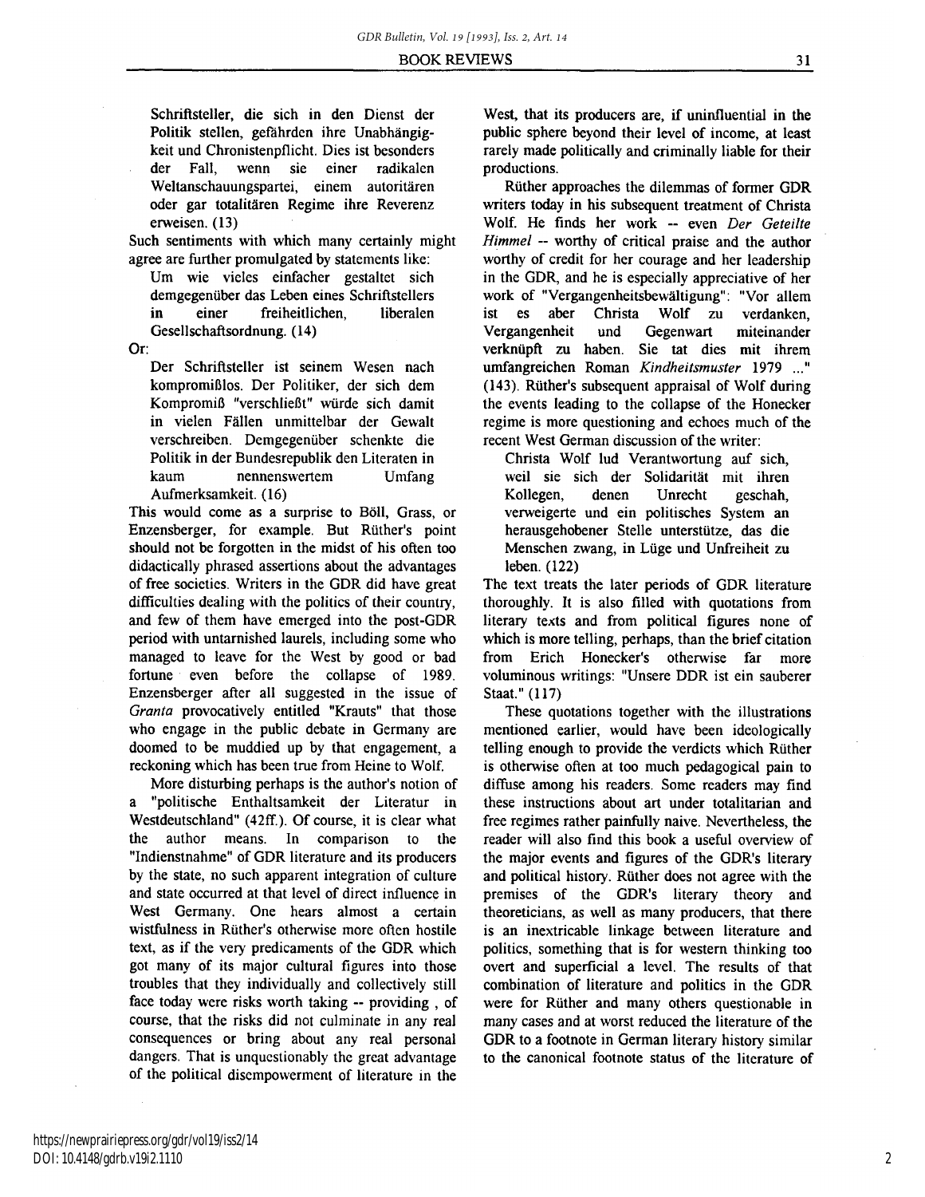> Schriftsteller, die sich in den Dienst der Politik stellen, gefährden ihre Unabhängigkeit und Chronistenpflicht. Dies ist besonders der Fall, wenn sie einer radikalen Weltanschauungspartei, einem autoritären oder gar totalitären Regime ihre Reverenz erweisen. (13)

Such sentiments with which many certainly might agree are further promulgated by statements like:

> Um wie vieles einfacher gestaltet sich demgegenüber das Leben eines Schriftstellers in einer freiheitlichen, liberalen Gesellschaftsordnung. (14)

Or:

> Der Schriftsteller ist seinem Wesen nach kompromißlos. Der Politiker, der sich dem Kompromiß "verschließt" würde sich damit in vielen Fällen unmittelbar der Gewalt verschreiben. Demgegenüber schenkte die Politik in der Bundesrepublik den Literaten in kaum nennenswertem Umfang Aufmerksamkeit. (16)

This would come as a surprise to Böll, Grass, or Enzensberger, for example. But Rüther's point should not be forgotten in the midst of his often too didactically phrased assertions about the advantages of free societies. Writers in the GDR did have great difficulties dealing with the politics of their country, and few of them have emerged into the post-GDR period with untarnished laurels, including some who managed to leave for the West by good or bad fortune even before the collapse of 1989. Enzensberger after all suggested in the issue of *Granta* provocatively entitled "Krauts" that those who engage in the public debate in Germany are doomed to be muddied up by that engagement, a reckoning which has been true from Heine to Wolf.

More disturbing perhaps is the author's notion of a "politische Enthaltsamkeit der Literatur in Westdeutschland" (42ff.). Of course, it is clear what the author means. In comparison to the "Indienstnahme" of GDR literature and its producers by the state, no such apparent integration of culture and state occurred at that level of direct influence in West Germany. One hears almost a certain wistfulness in Rüther's otherwise more often hostile text, as if the very predicaments of the GDR which got many of its major cultural figures into those troubles that they individually and collectively still face today were risks worth taking -- providing , of course, that the risks did not culminate in any real consequences or bring about any real personal dangers. That is unquestionably the great advantage of the political disempowerment of literature in the West, that its producers are, if uninfluential in the public sphere beyond their level of income, at least rarely made politically and criminally liable for their productions.

Rüther approaches the dilemmas of former GDR writers today in his subsequent treatment of Christa Wolf. He finds her work -- even *Der Geteilte Himmel* -- worthy of critical praise and the author worthy of credit for her courage and her leadership in the GDR, and he is especially appreciative of her work of "Vergangenheitsbewältigung": "Vor allem ist es aber Christa Wolf zu verdanken, Vergangenheit und Gegenwart miteinander verknüpft zu haben. Sie tat dies mit ihrem umfangreichen Roman *Kindheitsmuster* 1979 ..." (143). Rüther's subsequent appraisal of Wolf during the events leading to the collapse of the Honecker regime is more questioning and echoes much of the recent West German discussion of the writer:

> Christa Wolf lud Verantwortung auf sich, weil sie sich der Solidarität mit ihren Kollegen, denen Unrecht geschah, verweigerte und ein politisches System an herausgehobener Stelle unterstütze, das die Menschen zwang, in Lüge und Unfreiheit zu leben. (122)

The text treats the later periods of GDR literature thoroughly. It is also filled with quotations from literary texts and from political figures none of which is more telling, perhaps, than the brief citation from Erich Honecker's otherwise far more voluminous writings: "Unsere DDR ist ein sauberer Staat." (117)

These quotations together with the illustrations mentioned earlier, would have been ideologically telling enough to provide the verdicts which Rüther is otherwise often at too much pedagogical pain to diffuse among his readers. Some readers may find these instructions about art under totalitarian and free regimes rather painfully naive. Nevertheless, the reader will also find this book a useful overview of the major events and figures of the GDR's literary and political history. Rüther does not agree with the premises of the GDR's literary theory and theoreticians, as well as many producers, that there is an inextricable linkage between literature and politics, something that is for western thinking too overt and superficial a level. The results of that combination of literature and politics in the GDR were for Rüther and many others questionable in many cases and at worst reduced the literature of the GDR to a footnote in German literary history similar to the canonical footnote status of the literature of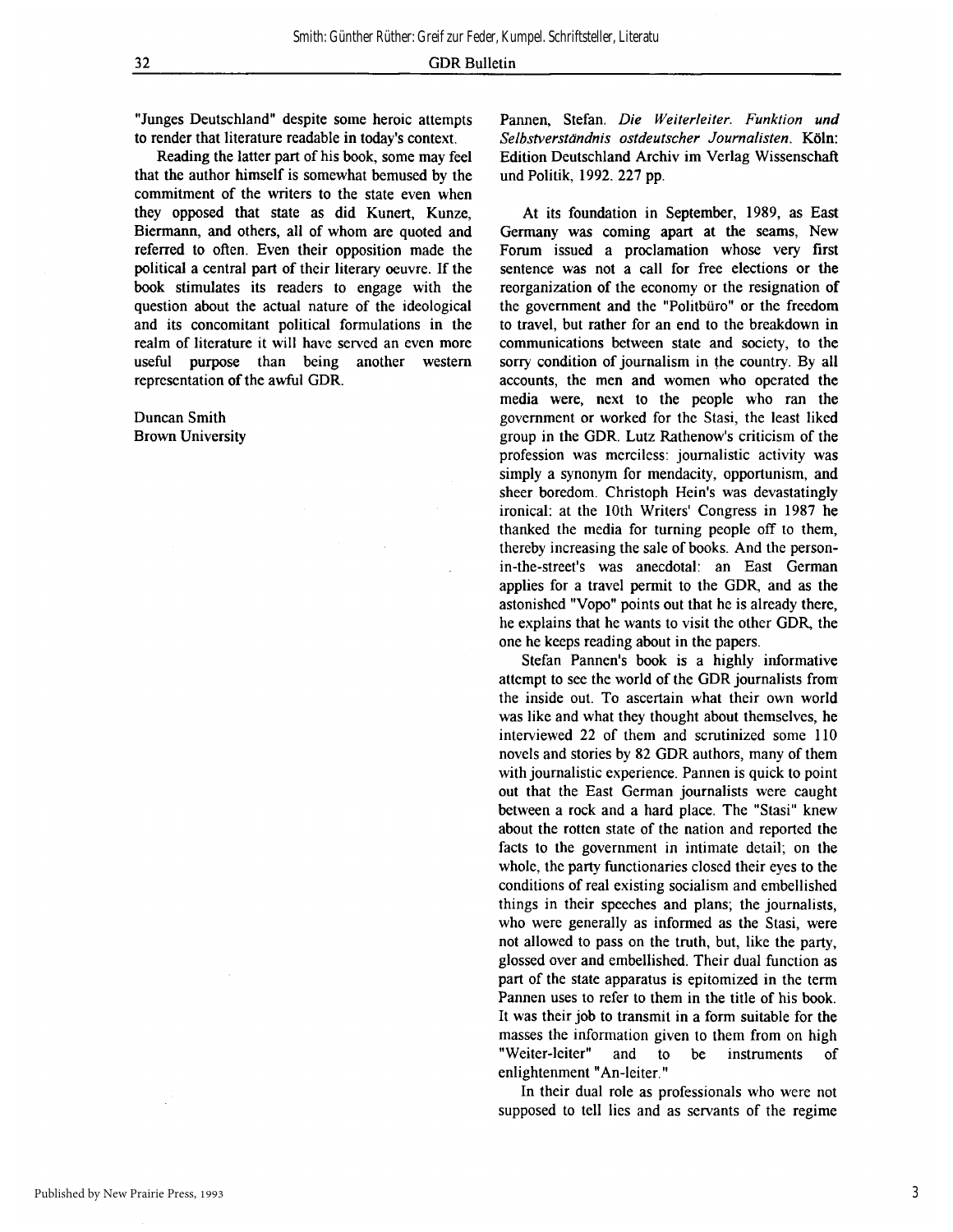"Junges Deutschland" despite some heroic attempts to render that literature readable in today's context.

Reading the latter part of his book, some may feel that the author himself is somewhat bemused by the commitment of the writers to the state even when they opposed that state as did Kunert, Kunze, Biermann, and others, all of whom are quoted and referred to often. Even their opposition made the political a central part of their literary oeuvre. If the book stimulates its readers to engage with the question about the actual nature of the ideological and its concomitant political formulations in the realm of literature it will have served an even more useful purpose than being another western representation of the awful GDR.

Duncan Smith
Brown University

Pannen, Stefan. *Die Weiterleiter. Funktion und Selbstverständnis ostdeutscher Journalisten*. Köln: Edition Deutschland Archiv im Verlag Wissenschaft und Politik, 1992. 227 pp.

At its foundation in September, 1989, as East Germany was coming apart at the seams, New Forum issued a proclamation whose very first sentence was not a call for free elections or the reorganization of the economy or the resignation of the government and the "Politbüro" or the freedom to travel, but rather for an end to the breakdown in communications between state and society, to the sorry condition of journalism in the country. By all accounts, the men and women who operated the media were, next to the people who ran the government or worked for the Stasi, the least liked group in the GDR. Lutz Rathenow's criticism of the profession was merciless: journalistic activity was simply a synonym for mendacity, opportunism, and sheer boredom. Christoph Hein's was devastatingly ironical: at the 10th Writers' Congress in 1987 he thanked the media for turning people off to them, thereby increasing the sale of books. And the person-in-the-street's was anecdotal: an East German applies for a travel permit to the GDR, and as the astonished "Vopo" points out that he is already there, he explains that he wants to visit the other GDR, the one he keeps reading about in the papers.

Stefan Pannen's book is a highly informative attempt to see the world of the GDR journalists from the inside out. To ascertain what their own world was like and what they thought about themselves, he interviewed 22 of them and scrutinized some 110 novels and stories by 82 GDR authors, many of them with journalistic experience. Pannen is quick to point out that the East German journalists were caught between a rock and a hard place. The "Stasi" knew about the rotten state of the nation and reported the facts to the government in intimate detail; on the whole, the party functionaries closed their eyes to the conditions of real existing socialism and embellished things in their speeches and plans; the journalists, who were generally as informed as the Stasi, were not allowed to pass on the truth, but, like the party, glossed over and embellished. Their dual function as part of the state apparatus is epitomized in the term Pannen uses to refer to them in the title of his book. It was their job to transmit in a form suitable for the masses the information given to them from on high "Weiter-leiter" and to be instruments of enlightenment "An-leiter."

In their dual role as professionals who were not supposed to tell lies and as servants of the regime